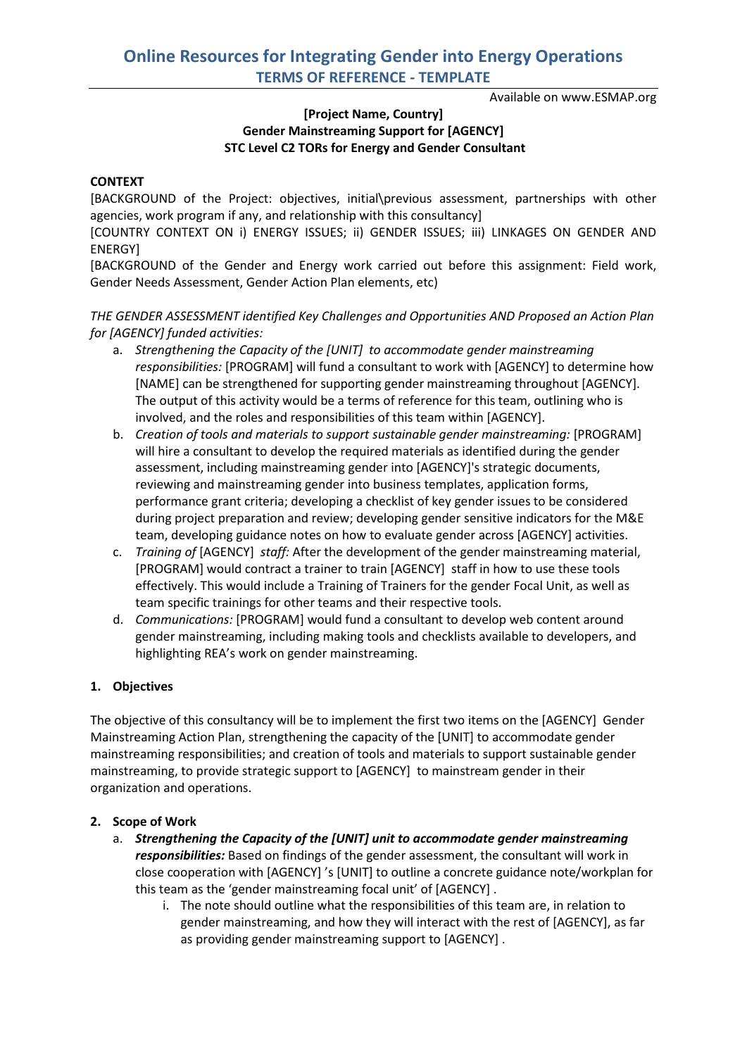# Online Resources for Integrating Gender into Energy Operations

## TERMS OF REFERENCE - TEMPLATE

Available on www.ESMAP.org

**[Project Name, Country]**
**Gender Mainstreaming Support for [AGENCY]**
**STC Level C2 TORs for Energy and Gender Consultant**

**CONTEXT**

[BACKGROUND of the Project: objectives, initial\previous assessment, partnerships with other agencies, work program if any, and relationship with this consultancy]

[COUNTRY CONTEXT ON i) ENERGY ISSUES; ii) GENDER ISSUES; iii) LINKAGES ON GENDER AND ENERGY]

[BACKGROUND of the Gender and Energy work carried out before this assignment: Field work, Gender Needs Assessment, Gender Action Plan elements, etc)

*THE GENDER ASSESSMENT identified Key Challenges and Opportunities AND Proposed an Action Plan for [AGENCY] funded activities:*

a. *Strengthening the Capacity of the [UNIT] to accommodate gender mainstreaming responsibilities:* [PROGRAM] will fund a consultant to work with [AGENCY] to determine how [NAME] can be strengthened for supporting gender mainstreaming throughout [AGENCY]. The output of this activity would be a terms of reference for this team, outlining who is involved, and the roles and responsibilities of this team within [AGENCY].
b. *Creation of tools and materials to support sustainable gender mainstreaming:* [PROGRAM] will hire a consultant to develop the required materials as identified during the gender assessment, including mainstreaming gender into [AGENCY]'s strategic documents, reviewing and mainstreaming gender into business templates, application forms, performance grant criteria; developing a checklist of key gender issues to be considered during project preparation and review; developing gender sensitive indicators for the M&E team, developing guidance notes on how to evaluate gender across [AGENCY] activities.
c. *Training of* [AGENCY] *staff:* After the development of the gender mainstreaming material, [PROGRAM] would contract a trainer to train [AGENCY] staff in how to use these tools effectively. This would include a Training of Trainers for the gender Focal Unit, as well as team specific trainings for other teams and their respective tools.
d. *Communications:* [PROGRAM] would fund a consultant to develop web content around gender mainstreaming, including making tools and checklists available to developers, and highlighting REA's work on gender mainstreaming.

**1. Objectives**

The objective of this consultancy will be to implement the first two items on the [AGENCY] Gender Mainstreaming Action Plan, strengthening the capacity of the [UNIT] to accommodate gender mainstreaming responsibilities; and creation of tools and materials to support sustainable gender mainstreaming, to provide strategic support to [AGENCY] to mainstream gender in their organization and operations.

**2. Scope of Work**

a. ***Strengthening the Capacity of the [UNIT] unit to accommodate gender mainstreaming responsibilities:*** Based on findings of the gender assessment, the consultant will work in close cooperation with [AGENCY] 's [UNIT] to outline a concrete guidance note/workplan for this team as the 'gender mainstreaming focal unit' of [AGENCY] .
   i. The note should outline what the responsibilities of this team are, in relation to gender mainstreaming, and how they will interact with the rest of [AGENCY], as far as providing gender mainstreaming support to [AGENCY] .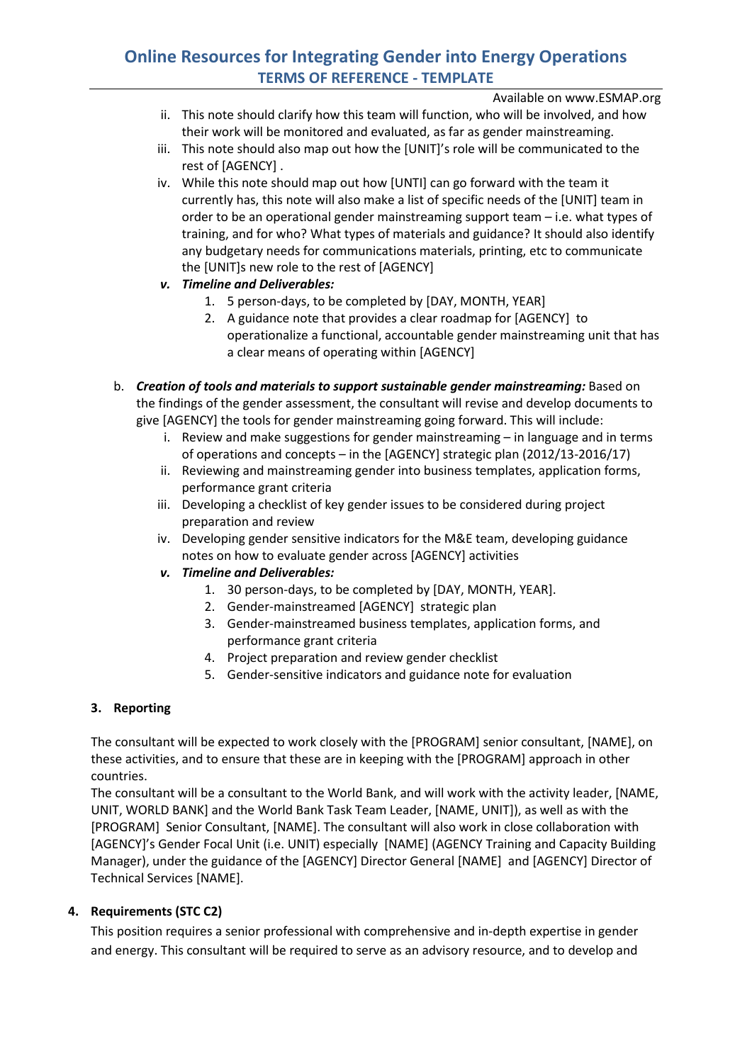ii. This note should clarify how this team will function, who will be involved, and how their work will be monitored and evaluated, as far as gender mainstreaming.

iii. This note should also map out how the [UNIT]'s role will be communicated to the rest of [AGENCY] .

iv. While this note should map out how [UNTI] can go forward with the team it currently has, this note will also make a list of specific needs of the [UNIT] team in order to be an operational gender mainstreaming support team – i.e. what types of training, and for who? What types of materials and guidance? It should also identify any budgetary needs for communications materials, printing, etc to communicate the [UNIT]s new role to the rest of [AGENCY]

***v. Timeline and Deliverables:***

1. 5 person-days, to be completed by [DAY, MONTH, YEAR]
2. A guidance note that provides a clear roadmap for [AGENCY] to operationalize a functional, accountable gender mainstreaming unit that has a clear means of operating within [AGENCY]

b. ***Creation of tools and materials to support sustainable gender mainstreaming:*** Based on the findings of the gender assessment, the consultant will revise and develop documents to give [AGENCY] the tools for gender mainstreaming going forward. This will include:

i. Review and make suggestions for gender mainstreaming – in language and in terms of operations and concepts – in the [AGENCY] strategic plan (2012/13-2016/17)

ii. Reviewing and mainstreaming gender into business templates, application forms, performance grant criteria

iii. Developing a checklist of key gender issues to be considered during project preparation and review

iv. Developing gender sensitive indicators for the M&E team, developing guidance notes on how to evaluate gender across [AGENCY] activities

***v. Timeline and Deliverables:***

1. 30 person-days, to be completed by [DAY, MONTH, YEAR].
2. Gender-mainstreamed [AGENCY] strategic plan
3. Gender-mainstreamed business templates, application forms, and performance grant criteria
4. Project preparation and review checklist
5. Gender-sensitive indicators and guidance note for evaluation

## 3. Reporting

The consultant will be expected to work closely with the [PROGRAM] senior consultant, [NAME], on these activities, and to ensure that these are in keeping with the [PROGRAM] approach in other countries.
The consultant will be a consultant to the World Bank, and will work with the activity leader, [NAME, UNIT, WORLD BANK] and the World Bank Task Team Leader, [NAME, UNIT]), as well as with the [PROGRAM] Senior Consultant, [NAME]. The consultant will also work in close collaboration with [AGENCY]'s Gender Focal Unit (i.e. UNIT) especially [NAME] (AGENCY Training and Capacity Building Manager), under the guidance of the [AGENCY] Director General [NAME] and [AGENCY] Director of Technical Services [NAME].

## 4. Requirements (STC C2)

This position requires a senior professional with comprehensive and in-depth expertise in gender and energy. This consultant will be required to serve as an advisory resource, and to develop and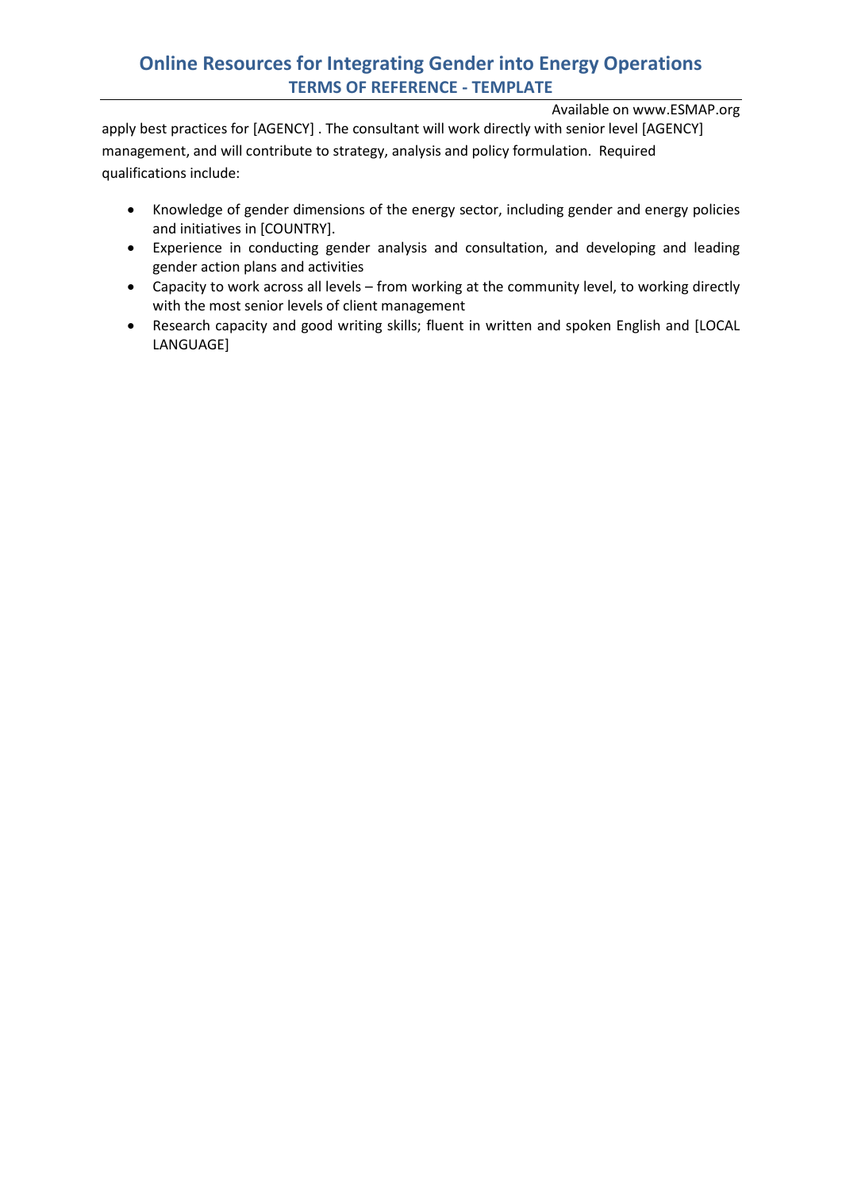apply best practices for [AGENCY] . The consultant will work directly with senior level [AGENCY] management, and will contribute to strategy, analysis and policy formulation. Required qualifications include:

- Knowledge of gender dimensions of the energy sector, including gender and energy policies and initiatives in [COUNTRY].
- Experience in conducting gender analysis and consultation, and developing and leading gender action plans and activities
- Capacity to work across all levels – from working at the community level, to working directly with the most senior levels of client management
- Research capacity and good writing skills; fluent in written and spoken English and [LOCAL LANGUAGE]